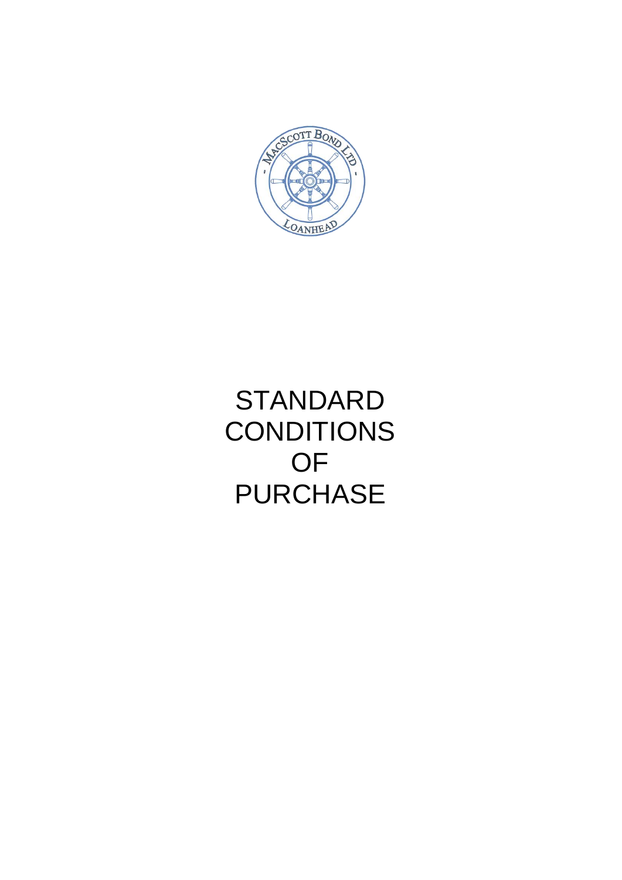# STANDARD CONDITIONS OF PURCHASE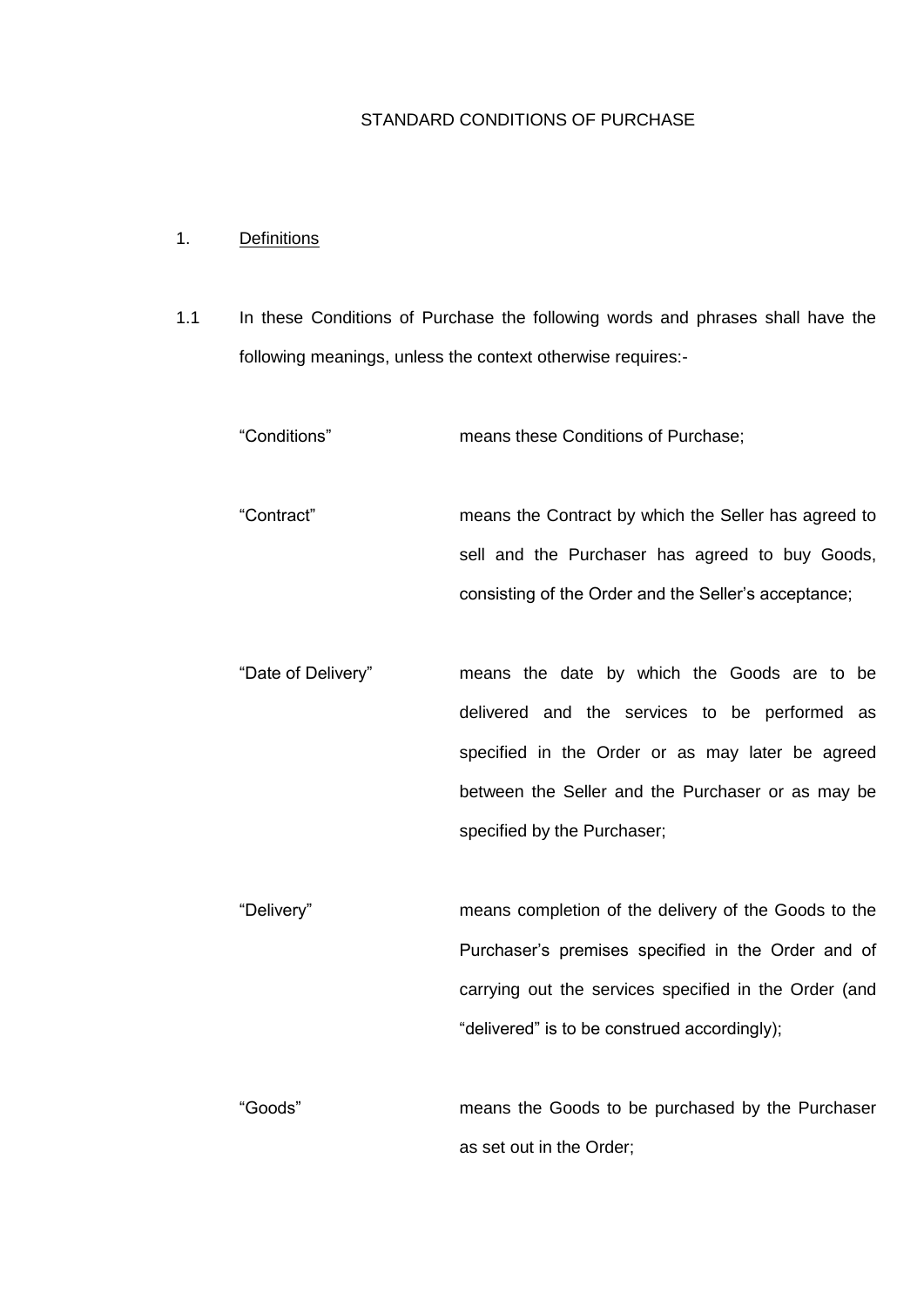# STANDARD CONDITIONS OF PURCHASE

## 1. Definitions

1.1 In these Conditions of Purchase the following words and phrases shall have the following meanings, unless the context otherwise requires:-

| | |
|---|---|
| "Conditions" | means these Conditions of Purchase; |
| "Contract" | means the Contract by which the Seller has agreed to sell and the Purchaser has agreed to buy Goods, consisting of the Order and the Seller's acceptance; |
| "Date of Delivery" | means the date by which the Goods are to be delivered and the services to be performed as specified in the Order or as may later be agreed between the Seller and the Purchaser or as may be specified by the Purchaser; |
| "Delivery" | means completion of the delivery of the Goods to the Purchaser's premises specified in the Order and of carrying out the services specified in the Order (and "delivered" is to be construed accordingly); |
| "Goods" | means the Goods to be purchased by the Purchaser as set out in the Order; |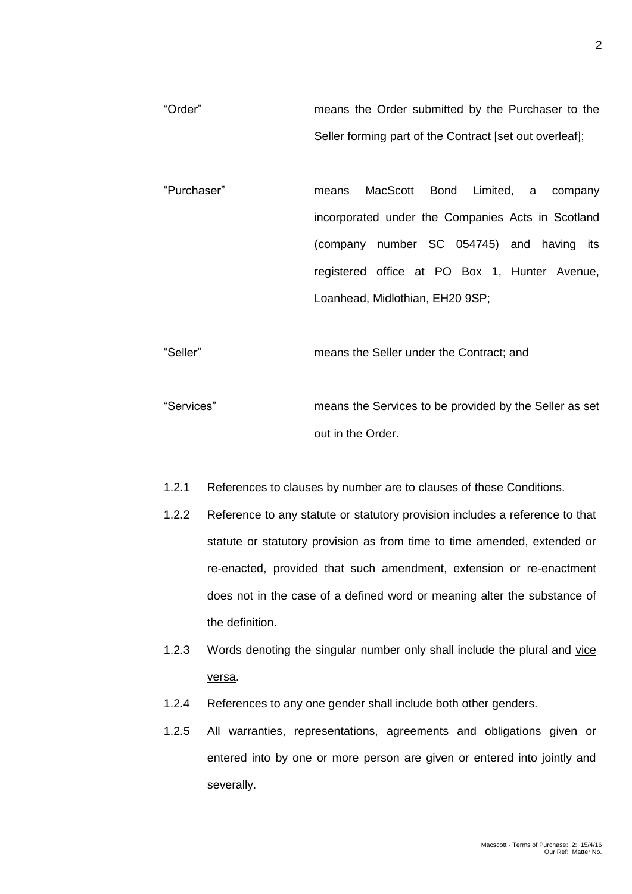| | |
|---|---|
| "Order" | means the Order submitted by the Purchaser to the Seller forming part of the Contract [set out overleaf]; |
| "Purchaser" | means MacScott Bond Limited, a company incorporated under the Companies Acts in Scotland (company number SC 054745) and having its registered office at PO Box 1, Hunter Avenue, Loanhead, Midlothian, EH20 9SP; |
| "Seller" | means the Seller under the Contract; and |
| "Services" | means the Services to be provided by the Seller as set out in the Order. |

1.2.1 References to clauses by number are to clauses of these Conditions.

1.2.2 Reference to any statute or statutory provision includes a reference to that statute or statutory provision as from time to time amended, extended or re-enacted, provided that such amendment, extension or re-enactment does not in the case of a defined word or meaning alter the substance of the definition.

1.2.3 Words denoting the singular number only shall include the plural and vice versa.

1.2.4 References to any one gender shall include both other genders.

1.2.5 All warranties, representations, agreements and obligations given or entered into by one or more person are given or entered into jointly and severally.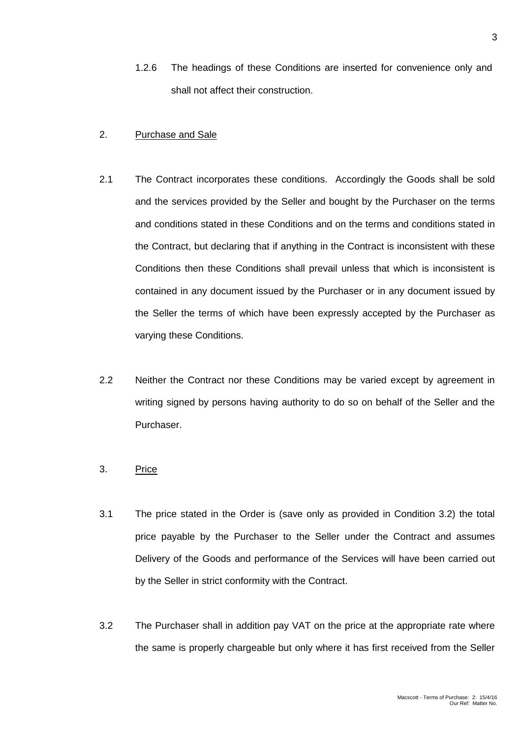1.2.6 The headings of these Conditions are inserted for convenience only and shall not affect their construction.

2. <u>Purchase and Sale</u>

2.1 The Contract incorporates these conditions. Accordingly the Goods shall be sold and the services provided by the Seller and bought by the Purchaser on the terms and conditions stated in these Conditions and on the terms and conditions stated in the Contract, but declaring that if anything in the Contract is inconsistent with these Conditions then these Conditions shall prevail unless that which is inconsistent is contained in any document issued by the Purchaser or in any document issued by the Seller the terms of which have been expressly accepted by the Purchaser as varying these Conditions.

2.2 Neither the Contract nor these Conditions may be varied except by agreement in writing signed by persons having authority to do so on behalf of the Seller and the Purchaser.

3. <u>Price</u>

3.1 The price stated in the Order is (save only as provided in Condition 3.2) the total price payable by the Purchaser to the Seller under the Contract and assumes Delivery of the Goods and performance of the Services will have been carried out by the Seller in strict conformity with the Contract.

3.2 The Purchaser shall in addition pay VAT on the price at the appropriate rate where the same is properly chargeable but only where it has first received from the Seller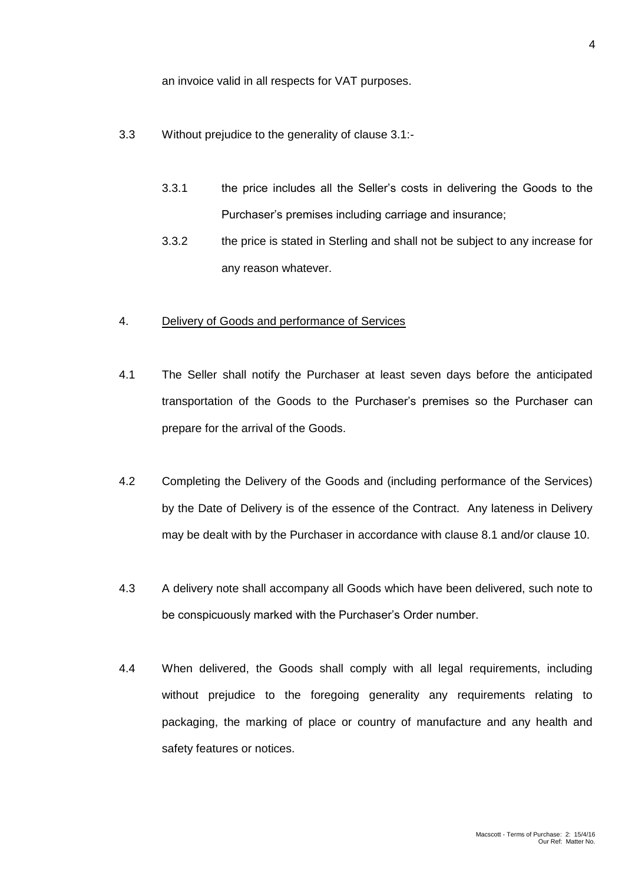an invoice valid in all respects for VAT purposes.

3.3 Without prejudice to the generality of clause 3.1:-

3.3.1 the price includes all the Seller's costs in delivering the Goods to the Purchaser's premises including carriage and insurance;

3.3.2 the price is stated in Sterling and shall not be subject to any increase for any reason whatever.

4. <u>Delivery of Goods and performance of Services</u>

4.1 The Seller shall notify the Purchaser at least seven days before the anticipated transportation of the Goods to the Purchaser's premises so the Purchaser can prepare for the arrival of the Goods.

4.2 Completing the Delivery of the Goods and (including performance of the Services) by the Date of Delivery is of the essence of the Contract. Any lateness in Delivery may be dealt with by the Purchaser in accordance with clause 8.1 and/or clause 10.

4.3 A delivery note shall accompany all Goods which have been delivered, such note to be conspicuously marked with the Purchaser's Order number.

4.4 When delivered, the Goods shall comply with all legal requirements, including without prejudice to the foregoing generality any requirements relating to packaging, the marking of place or country of manufacture and any health and safety features or notices.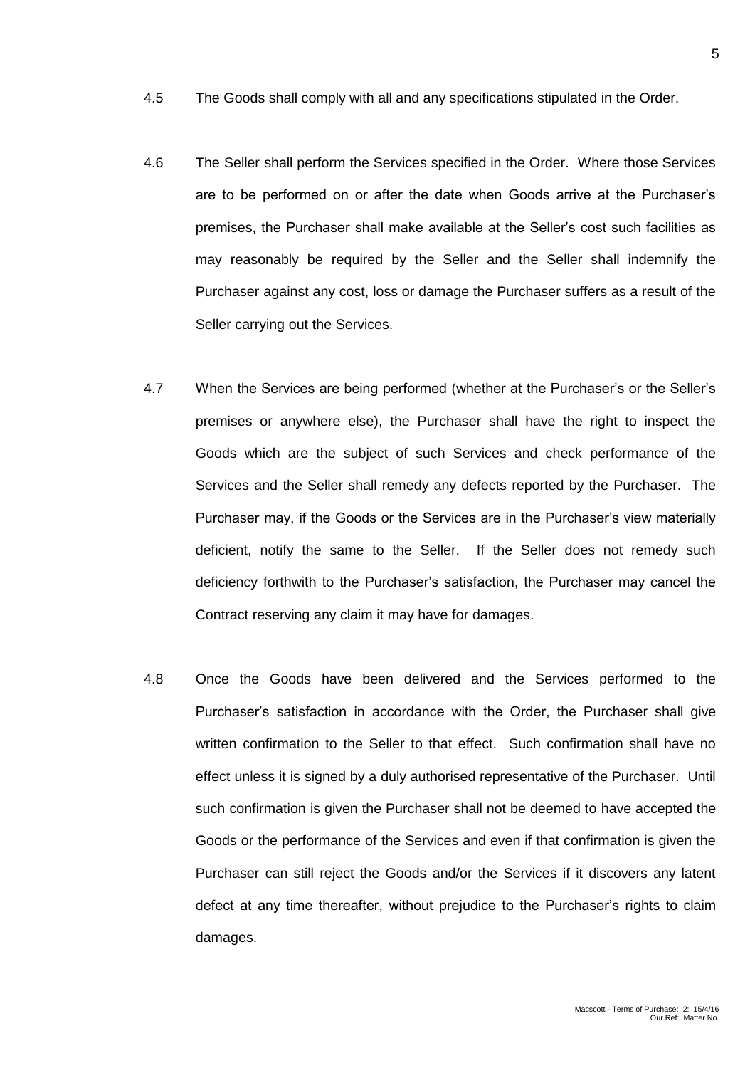4.5 The Goods shall comply with all and any specifications stipulated in the Order.

4.6 The Seller shall perform the Services specified in the Order. Where those Services are to be performed on or after the date when Goods arrive at the Purchaser's premises, the Purchaser shall make available at the Seller's cost such facilities as may reasonably be required by the Seller and the Seller shall indemnify the Purchaser against any cost, loss or damage the Purchaser suffers as a result of the Seller carrying out the Services.

4.7 When the Services are being performed (whether at the Purchaser's or the Seller's premises or anywhere else), the Purchaser shall have the right to inspect the Goods which are the subject of such Services and check performance of the Services and the Seller shall remedy any defects reported by the Purchaser. The Purchaser may, if the Goods or the Services are in the Purchaser's view materially deficient, notify the same to the Seller. If the Seller does not remedy such deficiency forthwith to the Purchaser's satisfaction, the Purchaser may cancel the Contract reserving any claim it may have for damages.

4.8 Once the Goods have been delivered and the Services performed to the Purchaser's satisfaction in accordance with the Order, the Purchaser shall give written confirmation to the Seller to that effect. Such confirmation shall have no effect unless it is signed by a duly authorised representative of the Purchaser. Until such confirmation is given the Purchaser shall not be deemed to have accepted the Goods or the performance of the Services and even if that confirmation is given the Purchaser can still reject the Goods and/or the Services if it discovers any latent defect at any time thereafter, without prejudice to the Purchaser's rights to claim damages.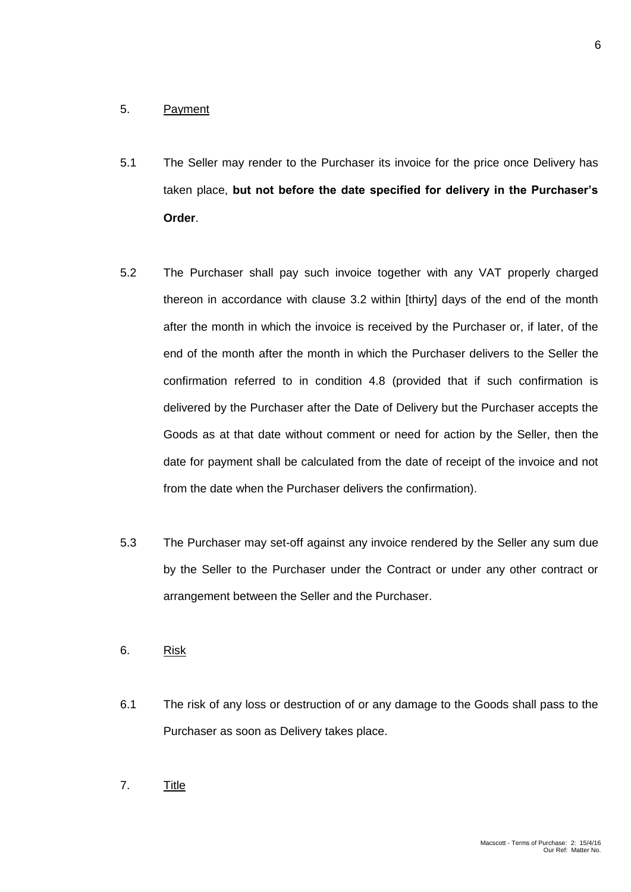5. Payment

5.1 The Seller may render to the Purchaser its invoice for the price once Delivery has taken place, **but not before the date specified for delivery in the Purchaser's Order**.

5.2 The Purchaser shall pay such invoice together with any VAT properly charged thereon in accordance with clause 3.2 within [thirty] days of the end of the month after the month in which the invoice is received by the Purchaser or, if later, of the end of the month after the month in which the Purchaser delivers to the Seller the confirmation referred to in condition 4.8 (provided that if such confirmation is delivered by the Purchaser after the Date of Delivery but the Purchaser accepts the Goods as at that date without comment or need for action by the Seller, then the date for payment shall be calculated from the date of receipt of the invoice and not from the date when the Purchaser delivers the confirmation).

5.3 The Purchaser may set-off against any invoice rendered by the Seller any sum due by the Seller to the Purchaser under the Contract or under any other contract or arrangement between the Seller and the Purchaser.

6. Risk

6.1 The risk of any loss or destruction of or any damage to the Goods shall pass to the Purchaser as soon as Delivery takes place.

7. Title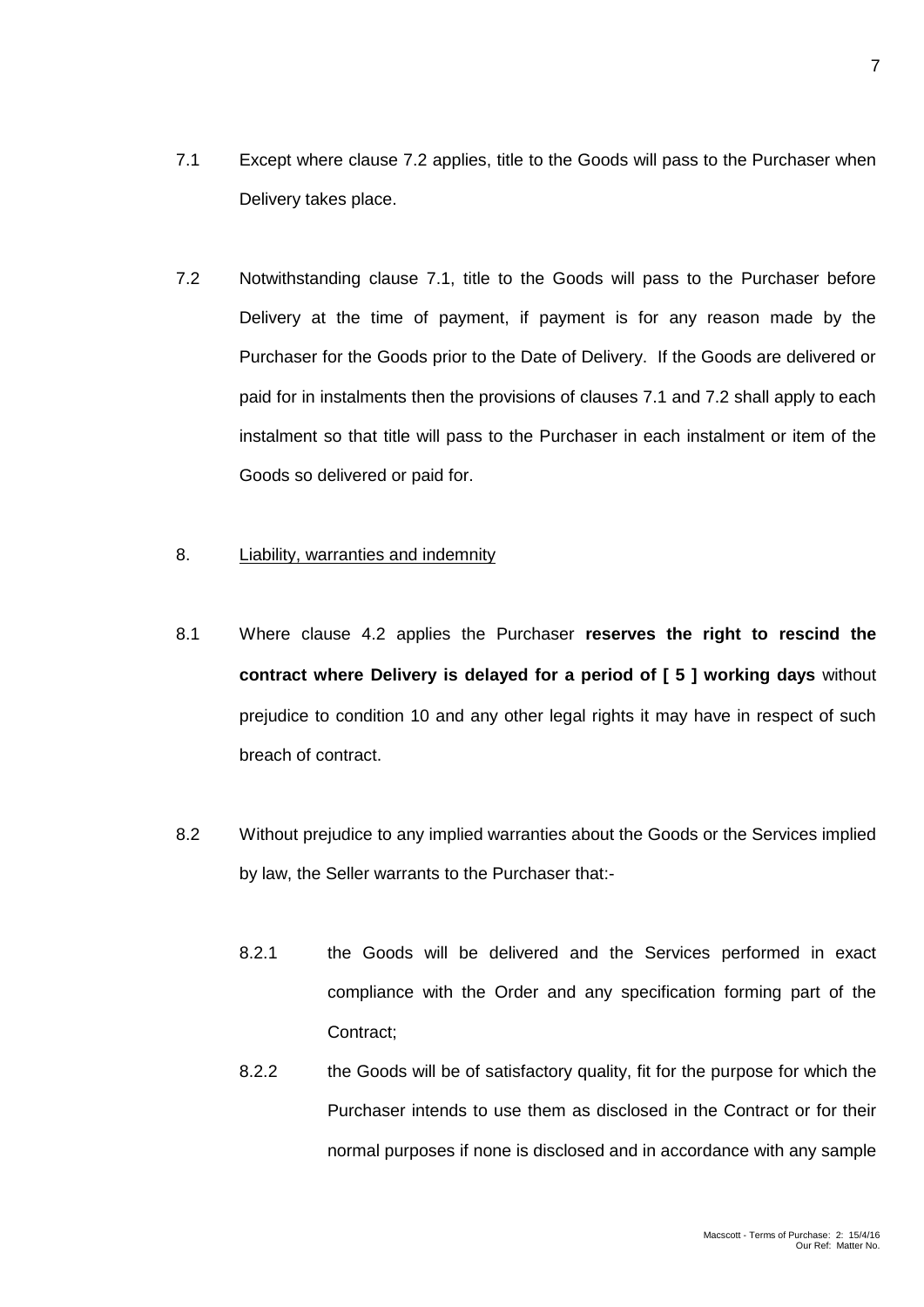7.1 Except where clause 7.2 applies, title to the Goods will pass to the Purchaser when Delivery takes place.

7.2 Notwithstanding clause 7.1, title to the Goods will pass to the Purchaser before Delivery at the time of payment, if payment is for any reason made by the Purchaser for the Goods prior to the Date of Delivery. If the Goods are delivered or paid for in instalments then the provisions of clauses 7.1 and 7.2 shall apply to each instalment so that title will pass to the Purchaser in each instalment or item of the Goods so delivered or paid for.

8. Liability, warranties and indemnity

8.1 Where clause 4.2 applies the Purchaser **reserves the right to rescind the contract where Delivery is delayed for a period of [ 5 ] working days** without prejudice to condition 10 and any other legal rights it may have in respect of such breach of contract.

8.2 Without prejudice to any implied warranties about the Goods or the Services implied by law, the Seller warrants to the Purchaser that:-

8.2.1 the Goods will be delivered and the Services performed in exact compliance with the Order and any specification forming part of the Contract;

8.2.2 the Goods will be of satisfactory quality, fit for the purpose for which the Purchaser intends to use them as disclosed in the Contract or for their normal purposes if none is disclosed and in accordance with any sample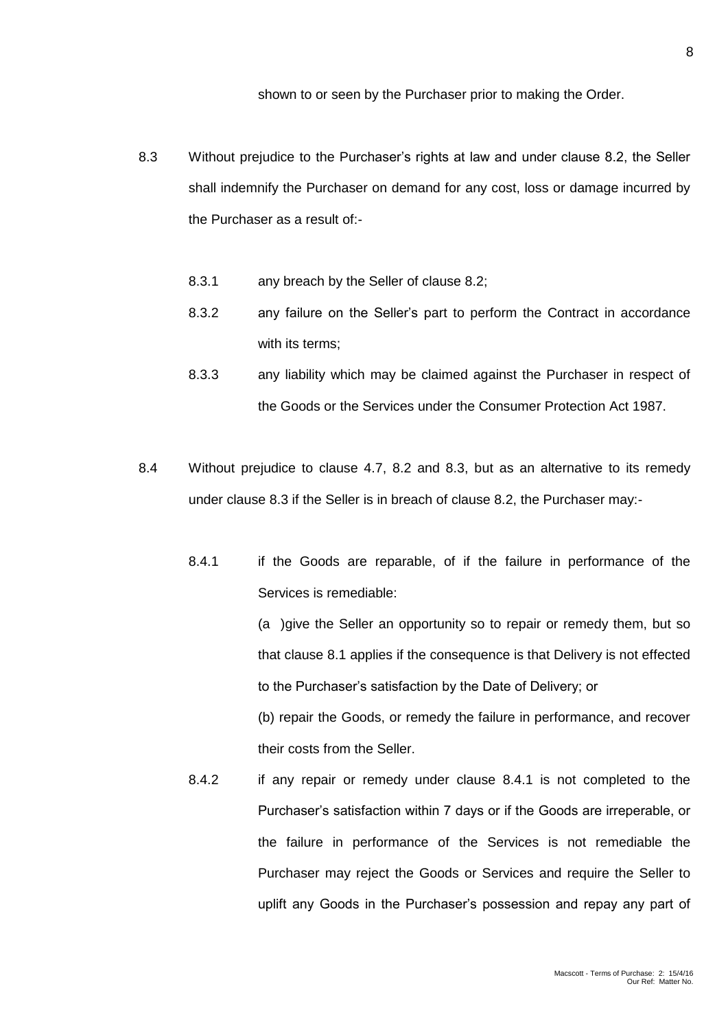shown to or seen by the Purchaser prior to making the Order.

8.3 Without prejudice to the Purchaser's rights at law and under clause 8.2, the Seller shall indemnify the Purchaser on demand for any cost, loss or damage incurred by the Purchaser as a result of:-

8.3.1 any breach by the Seller of clause 8.2;

8.3.2 any failure on the Seller's part to perform the Contract in accordance with its terms;

8.3.3 any liability which may be claimed against the Purchaser in respect of the Goods or the Services under the Consumer Protection Act 1987.

8.4 Without prejudice to clause 4.7, 8.2 and 8.3, but as an alternative to its remedy under clause 8.3 if the Seller is in breach of clause 8.2, the Purchaser may:-

8.4.1 if the Goods are reparable, of if the failure in performance of the Services is remediable:

(a )give the Seller an opportunity so to repair or remedy them, but so that clause 8.1 applies if the consequence is that Delivery is not effected to the Purchaser's satisfaction by the Date of Delivery; or

(b) repair the Goods, or remedy the failure in performance, and recover their costs from the Seller.

8.4.2 if any repair or remedy under clause 8.4.1 is not completed to the Purchaser's satisfaction within 7 days or if the Goods are irreperable, or the failure in performance of the Services is not remediable the Purchaser may reject the Goods or Services and require the Seller to uplift any Goods in the Purchaser's possession and repay any part of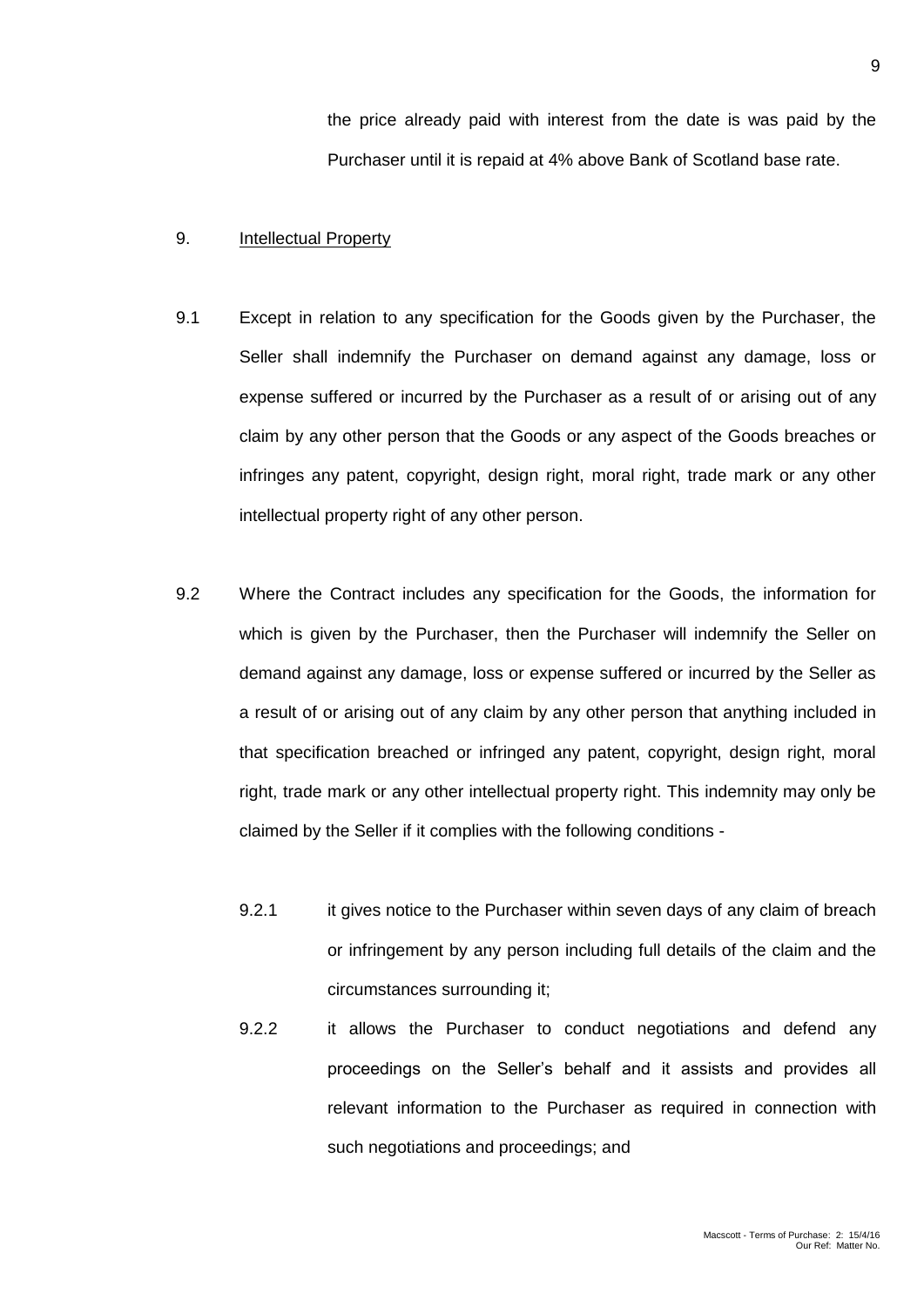the price already paid with interest from the date is was paid by the Purchaser until it is repaid at 4% above Bank of Scotland base rate.

9. Intellectual Property

9.1 Except in relation to any specification for the Goods given by the Purchaser, the Seller shall indemnify the Purchaser on demand against any damage, loss or expense suffered or incurred by the Purchaser as a result of or arising out of any claim by any other person that the Goods or any aspect of the Goods breaches or infringes any patent, copyright, design right, moral right, trade mark or any other intellectual property right of any other person.

9.2 Where the Contract includes any specification for the Goods, the information for which is given by the Purchaser, then the Purchaser will indemnify the Seller on demand against any damage, loss or expense suffered or incurred by the Seller as a result of or arising out of any claim by any other person that anything included in that specification breached or infringed any patent, copyright, design right, moral right, trade mark or any other intellectual property right. This indemnity may only be claimed by the Seller if it complies with the following conditions -

9.2.1 it gives notice to the Purchaser within seven days of any claim of breach or infringement by any person including full details of the claim and the circumstances surrounding it;

9.2.2 it allows the Purchaser to conduct negotiations and defend any proceedings on the Seller's behalf and it assists and provides all relevant information to the Purchaser as required in connection with such negotiations and proceedings; and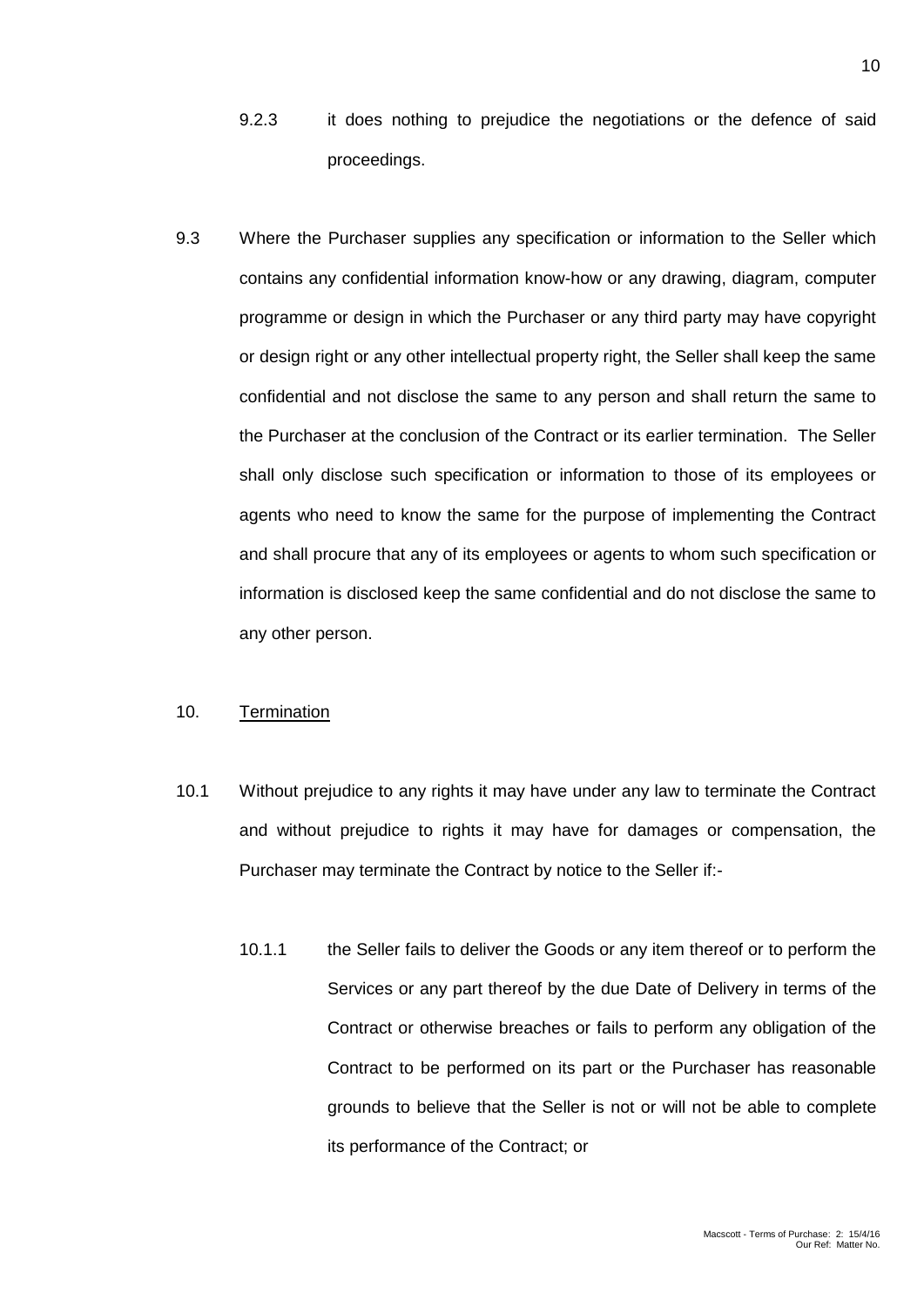9.2.3 it does nothing to prejudice the negotiations or the defence of said proceedings.

9.3 Where the Purchaser supplies any specification or information to the Seller which contains any confidential information know-how or any drawing, diagram, computer programme or design in which the Purchaser or any third party may have copyright or design right or any other intellectual property right, the Seller shall keep the same confidential and not disclose the same to any person and shall return the same to the Purchaser at the conclusion of the Contract or its earlier termination. The Seller shall only disclose such specification or information to those of its employees or agents who need to know the same for the purpose of implementing the Contract and shall procure that any of its employees or agents to whom such specification or information is disclosed keep the same confidential and do not disclose the same to any other person.

10. Termination

10.1 Without prejudice to any rights it may have under any law to terminate the Contract and without prejudice to rights it may have for damages or compensation, the Purchaser may terminate the Contract by notice to the Seller if:-

10.1.1 the Seller fails to deliver the Goods or any item thereof or to perform the Services or any part thereof by the due Date of Delivery in terms of the Contract or otherwise breaches or fails to perform any obligation of the Contract to be performed on its part or the Purchaser has reasonable grounds to believe that the Seller is not or will not be able to complete its performance of the Contract; or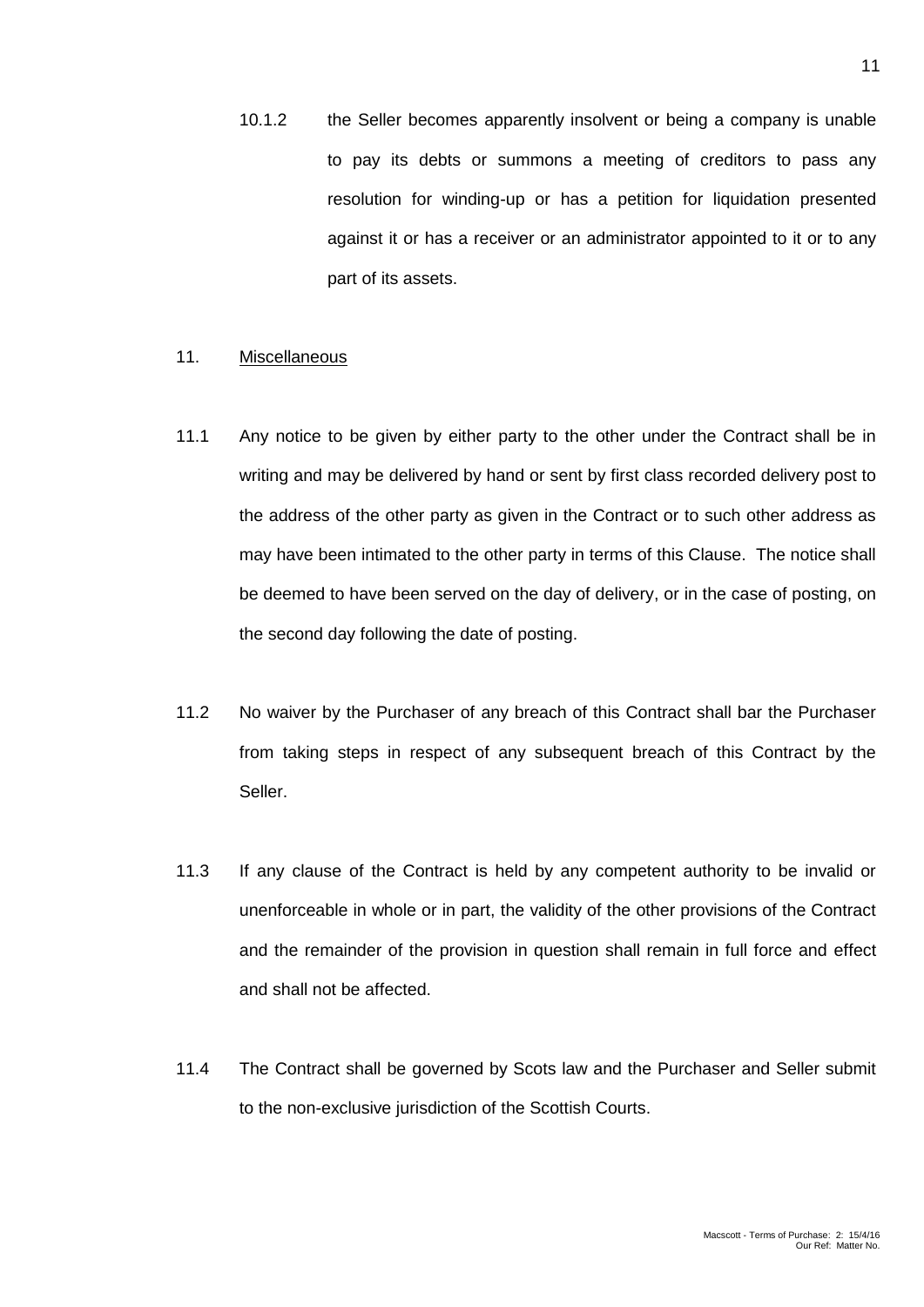10.1.2 the Seller becomes apparently insolvent or being a company is unable to pay its debts or summons a meeting of creditors to pass any resolution for winding-up or has a petition for liquidation presented against it or has a receiver or an administrator appointed to it or to any part of its assets.

## 11. Miscellaneous

11.1 Any notice to be given by either party to the other under the Contract shall be in writing and may be delivered by hand or sent by first class recorded delivery post to the address of the other party as given in the Contract or to such other address as may have been intimated to the other party in terms of this Clause. The notice shall be deemed to have been served on the day of delivery, or in the case of posting, on the second day following the date of posting.

11.2 No waiver by the Purchaser of any breach of this Contract shall bar the Purchaser from taking steps in respect of any subsequent breach of this Contract by the Seller.

11.3 If any clause of the Contract is held by any competent authority to be invalid or unenforceable in whole or in part, the validity of the other provisions of the Contract and the remainder of the provision in question shall remain in full force and effect and shall not be affected.

11.4 The Contract shall be governed by Scots law and the Purchaser and Seller submit to the non-exclusive jurisdiction of the Scottish Courts.